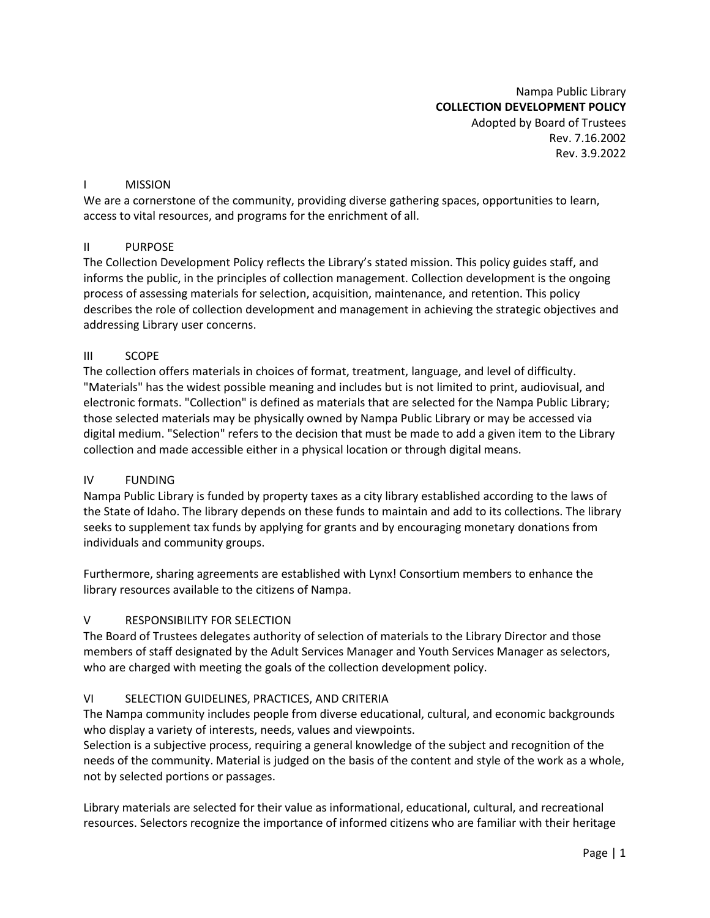Nampa Public Library
**COLLECTION DEVELOPMENT POLICY**
Adopted by Board of Trustees
Rev. 7.16.2002
Rev. 3.9.2022

## I MISSION

We are a cornerstone of the community, providing diverse gathering spaces, opportunities to learn, access to vital resources, and programs for the enrichment of all.

## II PURPOSE

The Collection Development Policy reflects the Library's stated mission. This policy guides staff, and informs the public, in the principles of collection management. Collection development is the ongoing process of assessing materials for selection, acquisition, maintenance, and retention. This policy describes the role of collection development and management in achieving the strategic objectives and addressing Library user concerns.

## III SCOPE

The collection offers materials in choices of format, treatment, language, and level of difficulty. "Materials" has the widest possible meaning and includes but is not limited to print, audiovisual, and electronic formats. "Collection" is defined as materials that are selected for the Nampa Public Library; those selected materials may be physically owned by Nampa Public Library or may be accessed via digital medium. "Selection" refers to the decision that must be made to add a given item to the Library collection and made accessible either in a physical location or through digital means.

## IV FUNDING

Nampa Public Library is funded by property taxes as a city library established according to the laws of the State of Idaho. The library depends on these funds to maintain and add to its collections. The library seeks to supplement tax funds by applying for grants and by encouraging monetary donations from individuals and community groups.

Furthermore, sharing agreements are established with Lynx! Consortium members to enhance the library resources available to the citizens of Nampa.

## V RESPONSIBILITY FOR SELECTION

The Board of Trustees delegates authority of selection of materials to the Library Director and those members of staff designated by the Adult Services Manager and Youth Services Manager as selectors, who are charged with meeting the goals of the collection development policy.

## VI SELECTION GUIDELINES, PRACTICES, AND CRITERIA

The Nampa community includes people from diverse educational, cultural, and economic backgrounds who display a variety of interests, needs, values and viewpoints.
Selection is a subjective process, requiring a general knowledge of the subject and recognition of the needs of the community. Material is judged on the basis of the content and style of the work as a whole, not by selected portions or passages.

Library materials are selected for their value as informational, educational, cultural, and recreational resources. Selectors recognize the importance of informed citizens who are familiar with their heritage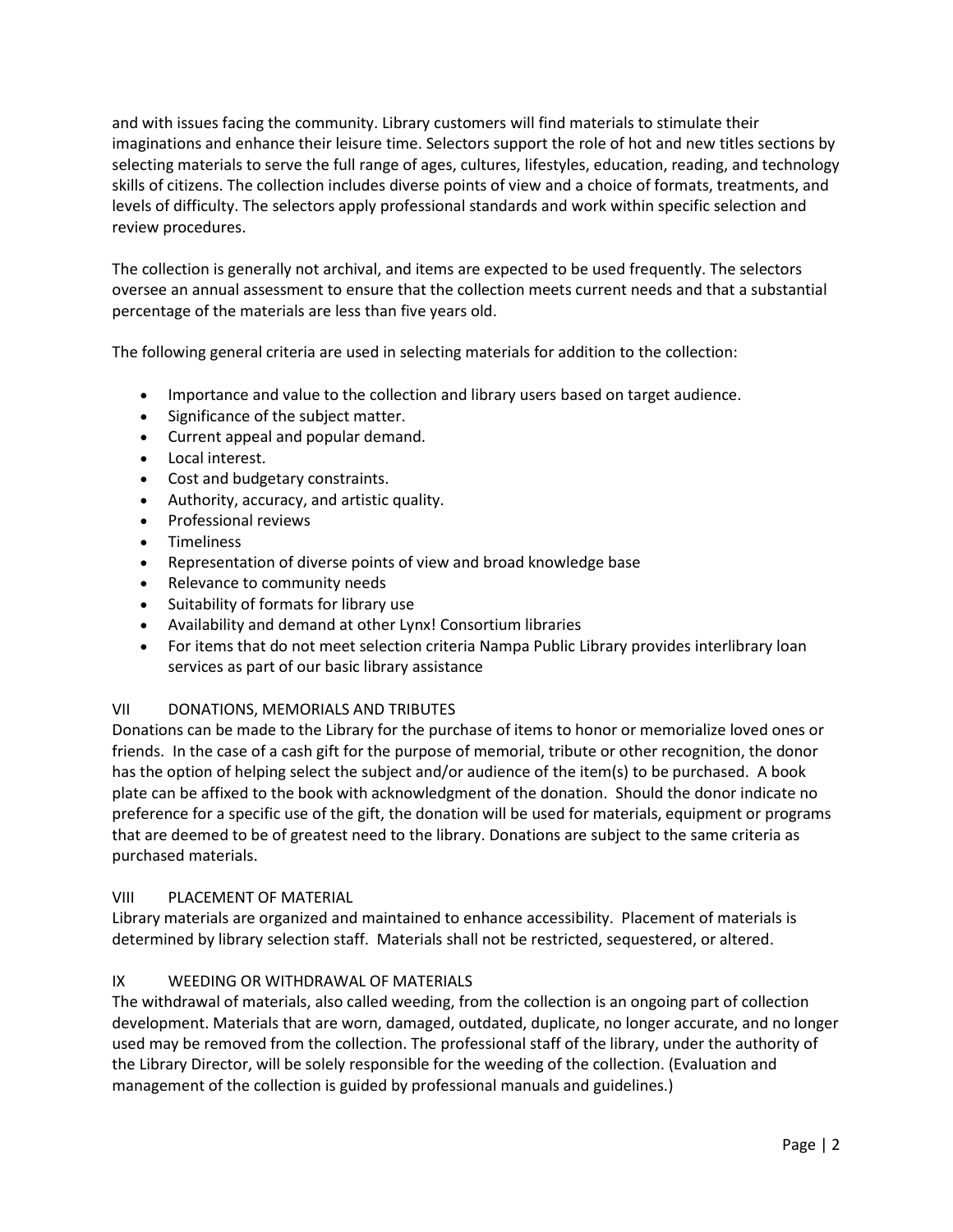and with issues facing the community. Library customers will find materials to stimulate their imaginations and enhance their leisure time. Selectors support the role of hot and new titles sections by selecting materials to serve the full range of ages, cultures, lifestyles, education, reading, and technology skills of citizens. The collection includes diverse points of view and a choice of formats, treatments, and levels of difficulty. The selectors apply professional standards and work within specific selection and review procedures.

The collection is generally not archival, and items are expected to be used frequently. The selectors oversee an annual assessment to ensure that the collection meets current needs and that a substantial percentage of the materials are less than five years old.

The following general criteria are used in selecting materials for addition to the collection:

- Importance and value to the collection and library users based on target audience.
- Significance of the subject matter.
- Current appeal and popular demand.
- Local interest.
- Cost and budgetary constraints.
- Authority, accuracy, and artistic quality.
- Professional reviews
- Timeliness
- Representation of diverse points of view and broad knowledge base
- Relevance to community needs
- Suitability of formats for library use
- Availability and demand at other Lynx! Consortium libraries
- For items that do not meet selection criteria Nampa Public Library provides interlibrary loan services as part of our basic library assistance

## VII DONATIONS, MEMORIALS AND TRIBUTES

Donations can be made to the Library for the purchase of items to honor or memorialize loved ones or friends. In the case of a cash gift for the purpose of memorial, tribute or other recognition, the donor has the option of helping select the subject and/or audience of the item(s) to be purchased. A book plate can be affixed to the book with acknowledgment of the donation. Should the donor indicate no preference for a specific use of the gift, the donation will be used for materials, equipment or programs that are deemed to be of greatest need to the library. Donations are subject to the same criteria as purchased materials.

## VIII PLACEMENT OF MATERIAL

Library materials are organized and maintained to enhance accessibility. Placement of materials is determined by library selection staff. Materials shall not be restricted, sequestered, or altered.

## IX WEEDING OR WITHDRAWAL OF MATERIALS

The withdrawal of materials, also called weeding, from the collection is an ongoing part of collection development. Materials that are worn, damaged, outdated, duplicate, no longer accurate, and no longer used may be removed from the collection. The professional staff of the library, under the authority of the Library Director, will be solely responsible for the weeding of the collection. (Evaluation and management of the collection is guided by professional manuals and guidelines.)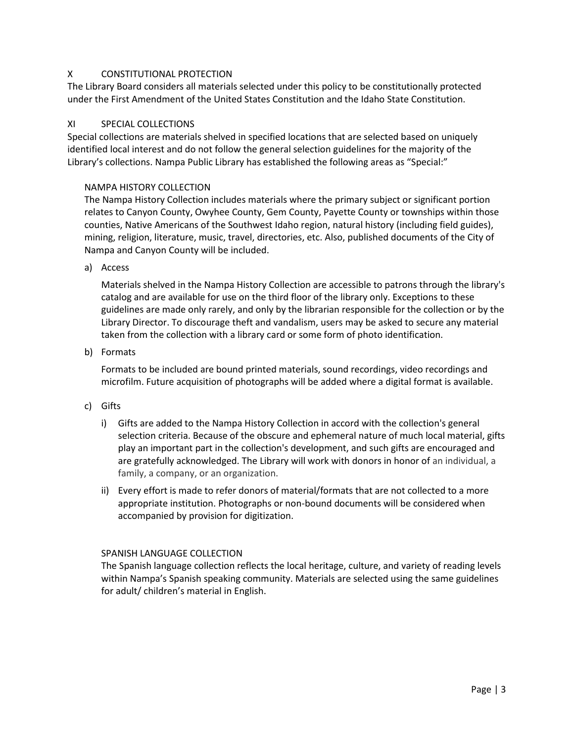## X CONSTITUTIONAL PROTECTION

The Library Board considers all materials selected under this policy to be constitutionally protected under the First Amendment of the United States Constitution and the Idaho State Constitution.

## XI SPECIAL COLLECTIONS

Special collections are materials shelved in specified locations that are selected based on uniquely identified local interest and do not follow the general selection guidelines for the majority of the Library's collections. Nampa Public Library has established the following areas as "Special:"

### NAMPA HISTORY COLLECTION

The Nampa History Collection includes materials where the primary subject or significant portion relates to Canyon County, Owyhee County, Gem County, Payette County or townships within those counties, Native Americans of the Southwest Idaho region, natural history (including field guides), mining, religion, literature, music, travel, directories, etc. Also, published documents of the City of Nampa and Canyon County will be included.

a) Access

   Materials shelved in the Nampa History Collection are accessible to patrons through the library's catalog and are available for use on the third floor of the library only. Exceptions to these guidelines are made only rarely, and only by the librarian responsible for the collection or by the Library Director. To discourage theft and vandalism, users may be asked to secure any material taken from the collection with a library card or some form of photo identification.

b) Formats

   Formats to be included are bound printed materials, sound recordings, video recordings and microfilm. Future acquisition of photographs will be added where a digital format is available.

c) Gifts

   i) Gifts are added to the Nampa History Collection in accord with the collection's general selection criteria. Because of the obscure and ephemeral nature of much local material, gifts play an important part in the collection's development, and such gifts are encouraged and are gratefully acknowledged. The Library will work with donors in honor of an individual, a family, a company, or an organization.

   ii) Every effort is made to refer donors of material/formats that are not collected to a more appropriate institution. Photographs or non-bound documents will be considered when accompanied by provision for digitization.

### SPANISH LANGUAGE COLLECTION

The Spanish language collection reflects the local heritage, culture, and variety of reading levels within Nampa's Spanish speaking community. Materials are selected using the same guidelines for adult/ children's material in English.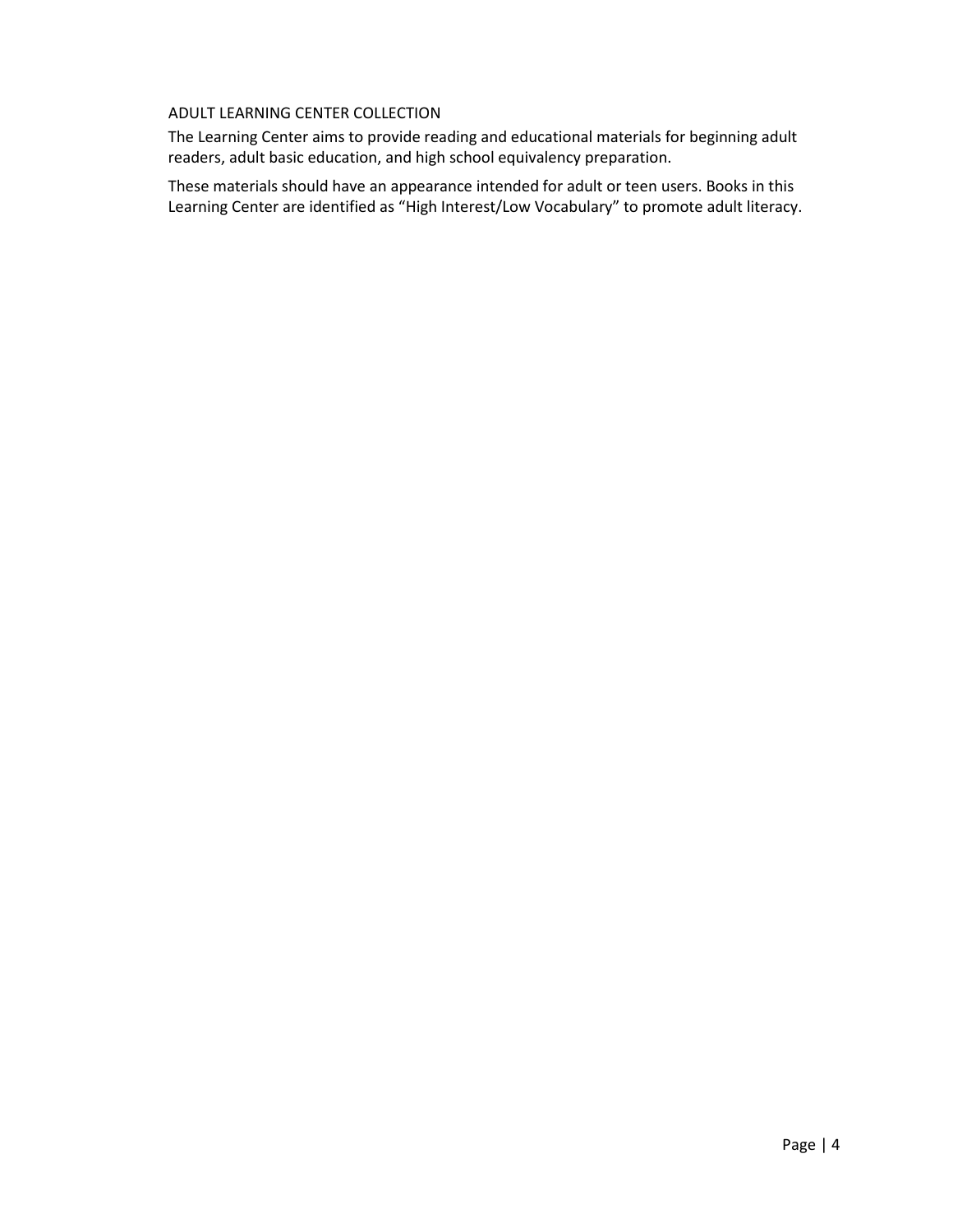## ADULT LEARNING CENTER COLLECTION

The Learning Center aims to provide reading and educational materials for beginning adult readers, adult basic education, and high school equivalency preparation.

These materials should have an appearance intended for adult or teen users. Books in this Learning Center are identified as "High Interest/Low Vocabulary" to promote adult literacy.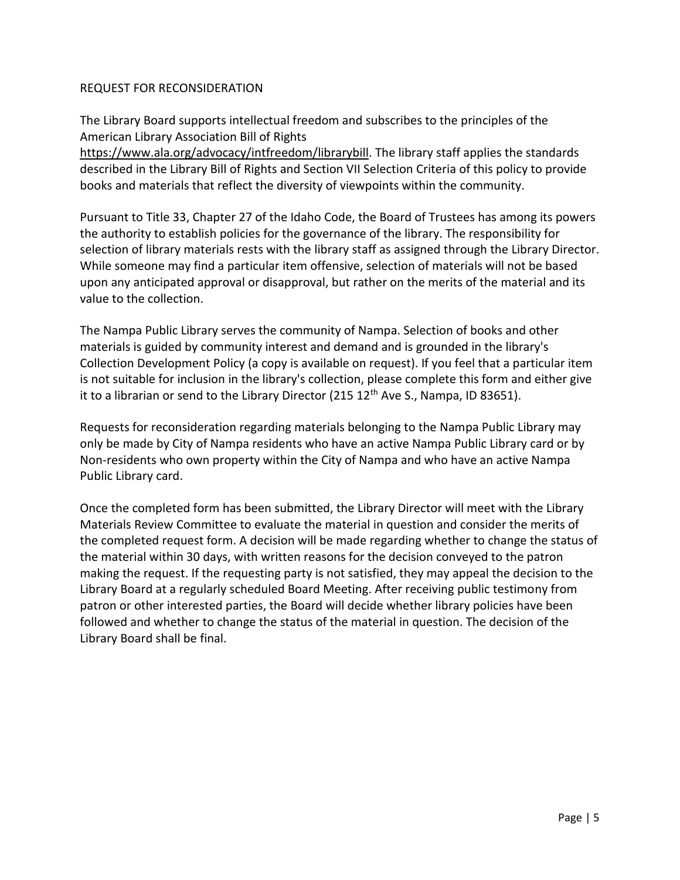## REQUEST FOR RECONSIDERATION

The Library Board supports intellectual freedom and subscribes to the principles of the American Library Association Bill of Rights https://www.ala.org/advocacy/intfreedom/librarybill. The library staff applies the standards described in the Library Bill of Rights and Section VII Selection Criteria of this policy to provide books and materials that reflect the diversity of viewpoints within the community.

Pursuant to Title 33, Chapter 27 of the Idaho Code, the Board of Trustees has among its powers the authority to establish policies for the governance of the library. The responsibility for selection of library materials rests with the library staff as assigned through the Library Director. While someone may find a particular item offensive, selection of materials will not be based upon any anticipated approval or disapproval, but rather on the merits of the material and its value to the collection.

The Nampa Public Library serves the community of Nampa. Selection of books and other materials is guided by community interest and demand and is grounded in the library's Collection Development Policy (a copy is available on request). If you feel that a particular item is not suitable for inclusion in the library's collection, please complete this form and either give it to a librarian or send to the Library Director (215 12th Ave S., Nampa, ID 83651).

Requests for reconsideration regarding materials belonging to the Nampa Public Library may only be made by City of Nampa residents who have an active Nampa Public Library card or by Non-residents who own property within the City of Nampa and who have an active Nampa Public Library card.

Once the completed form has been submitted, the Library Director will meet with the Library Materials Review Committee to evaluate the material in question and consider the merits of the completed request form. A decision will be made regarding whether to change the status of the material within 30 days, with written reasons for the decision conveyed to the patron making the request. If the requesting party is not satisfied, they may appeal the decision to the Library Board at a regularly scheduled Board Meeting. After receiving public testimony from patron or other interested parties, the Board will decide whether library policies have been followed and whether to change the status of the material in question. The decision of the Library Board shall be final.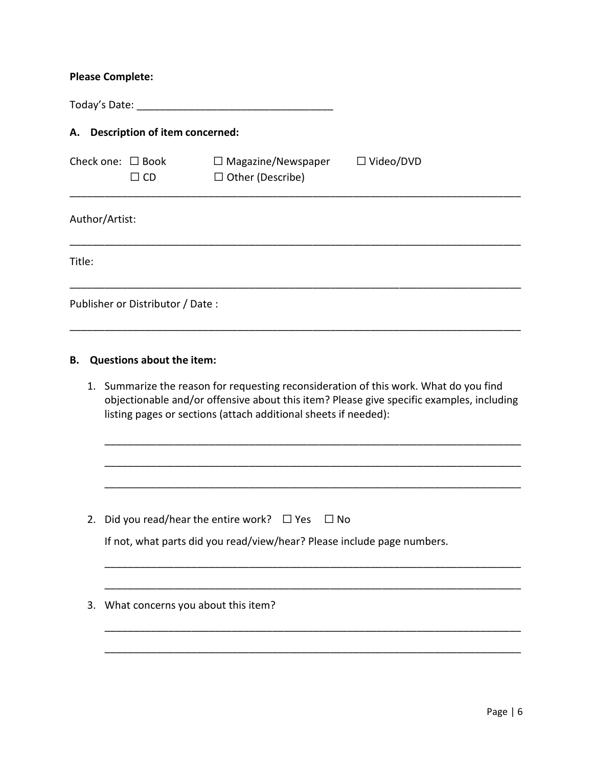**Please Complete:**

Today's Date: ___________________________________

**A. Description of item concerned:**

Check one: ☐ Book ☐ Magazine/Newspaper ☐ Video/DVD
☐ CD ☐ Other (Describe)

_______________________________________________________________________________

Author/Artist:

_______________________________________________________________________________

Title:

_______________________________________________________________________________

Publisher or Distributor / Date :

_______________________________________________________________________________

**B. Questions about the item:**

1. Summarize the reason for requesting reconsideration of this work. What do you find objectionable and/or offensive about this item? Please give specific examples, including listing pages or sections (attach additional sheets if needed):

   __________________________________________________________________________

   __________________________________________________________________________

   __________________________________________________________________________

2. Did you read/hear the entire work? ☐ Yes ☐ No

   If not, what parts did you read/view/hear? Please include page numbers.

   __________________________________________________________________________

   __________________________________________________________________________

3. What concerns you about this item?

   __________________________________________________________________________

   __________________________________________________________________________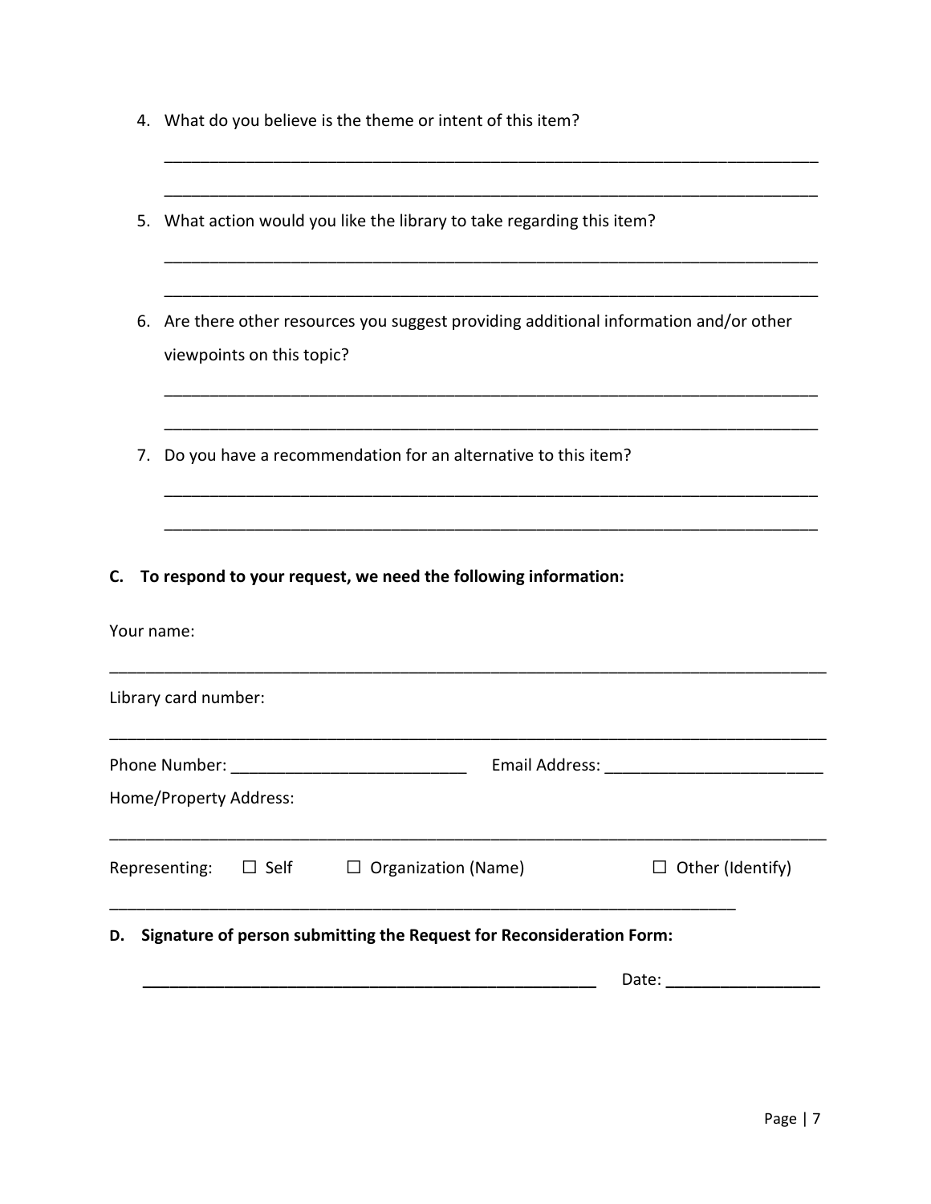4. What do you believe is the theme or intent of this item?

   ___________________________________________________________________________

   ___________________________________________________________________________

5. What action would you like the library to take regarding this item?

   ___________________________________________________________________________

   ___________________________________________________________________________

6. Are there other resources you suggest providing additional information and/or other viewpoints on this topic?

   ___________________________________________________________________________

   ___________________________________________________________________________

7. Do you have a recommendation for an alternative to this item?

   ___________________________________________________________________________

   ___________________________________________________________________________

**C. To respond to your request, we need the following information:**

Your name:

_______________________________________________________________________________

Library card number:

_______________________________________________________________________________

Phone Number: __________________________ Email Address: ________________________

Home/Property Address:

_______________________________________________________________________________

Representing: ☐ Self ☐ Organization (Name) ☐ Other (Identify)

_________________________________________________________________________

**D. Signature of person submitting the Request for Reconsideration Form:**

**___________________________________________________** Date: **_________________**